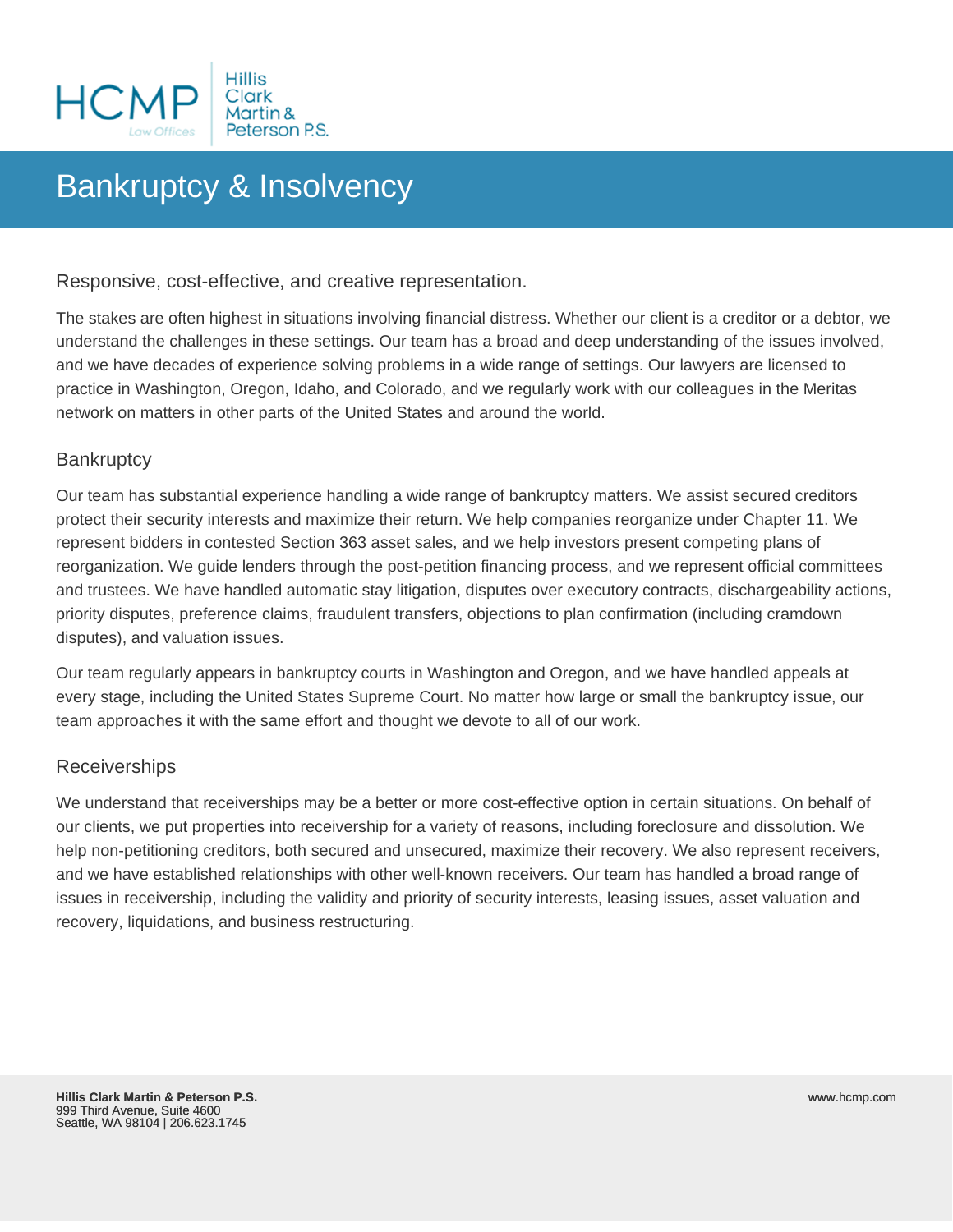HCMP Law Offices | Hillis Clark Martin & Peterson P.S.

# Bankruptcy & Insolvency

Responsive, cost-effective, and creative representation.

The stakes are often highest in situations involving financial distress. Whether our client is a creditor or a debtor, we understand the challenges in these settings. Our team has a broad and deep understanding of the issues involved, and we have decades of experience solving problems in a wide range of settings. Our lawyers are licensed to practice in Washington, Oregon, Idaho, and Colorado, and we regularly work with our colleagues in the Meritas network on matters in other parts of the United States and around the world.

## Bankruptcy

Our team has substantial experience handling a wide range of bankruptcy matters. We assist secured creditors protect their security interests and maximize their return. We help companies reorganize under Chapter 11. We represent bidders in contested Section 363 asset sales, and we help investors present competing plans of reorganization. We guide lenders through the post-petition financing process, and we represent official committees and trustees. We have handled automatic stay litigation, disputes over executory contracts, dischargeability actions, priority disputes, preference claims, fraudulent transfers, objections to plan confirmation (including cramdown disputes), and valuation issues.

Our team regularly appears in bankruptcy courts in Washington and Oregon, and we have handled appeals at every stage, including the United States Supreme Court. No matter how large or small the bankruptcy issue, our team approaches it with the same effort and thought we devote to all of our work.

## Receiverships

We understand that receiverships may be a better or more cost-effective option in certain situations. On behalf of our clients, we put properties into receivership for a variety of reasons, including foreclosure and dissolution. We help non-petitioning creditors, both secured and unsecured, maximize their recovery. We also represent receivers, and we have established relationships with other well-known receivers. Our team has handled a broad range of issues in receivership, including the validity and priority of security interests, leasing issues, asset valuation and recovery, liquidations, and business restructuring.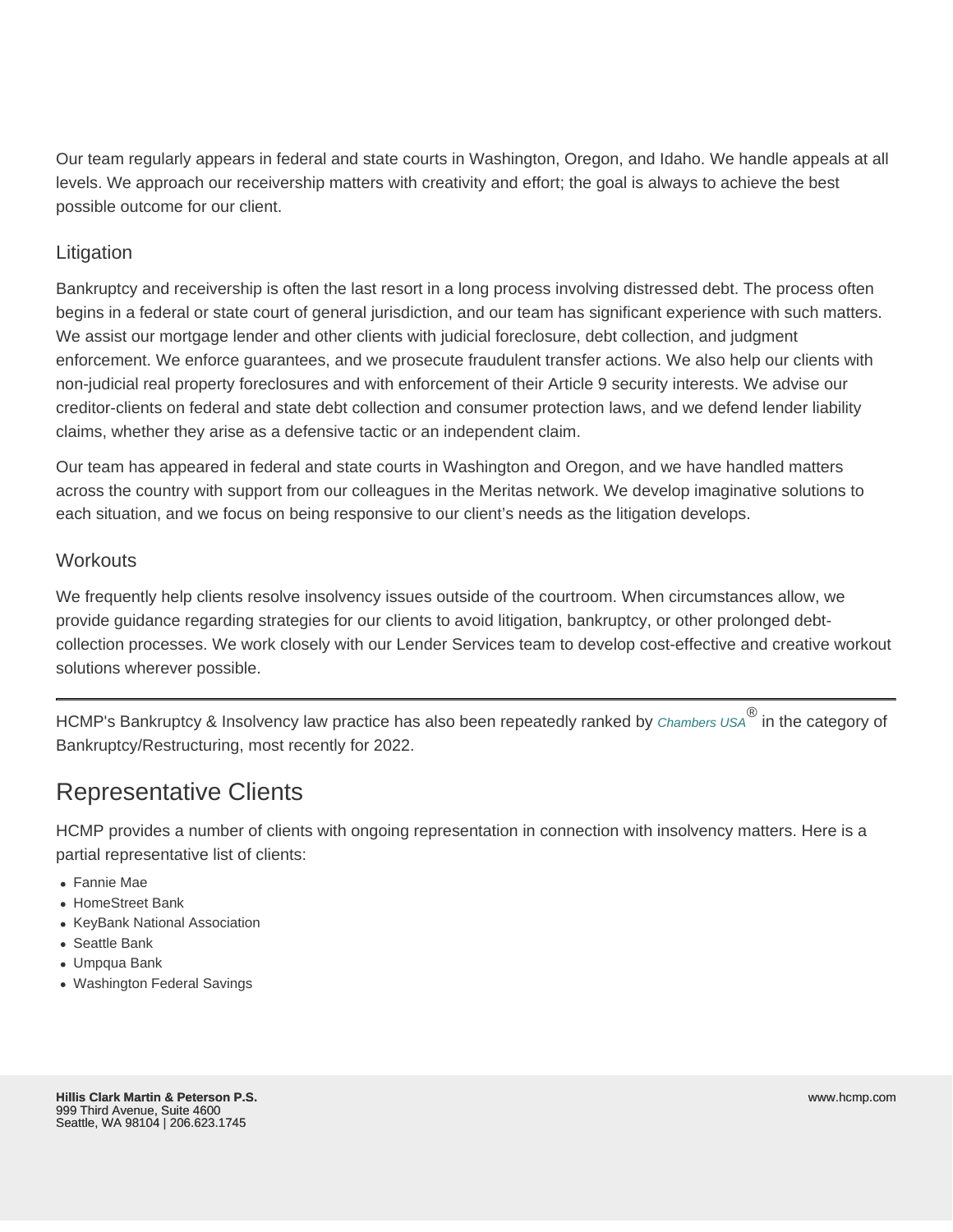Our team regularly appears in federal and state courts in Washington, Oregon, and Idaho. We handle appeals at all levels. We approach our receivership matters with creativity and effort; the goal is always to achieve the best possible outcome for our client.

### Litigation

Bankruptcy and receivership is often the last resort in a long process involving distressed debt. The process often begins in a federal or state court of general jurisdiction, and our team has significant experience with such matters. We assist our mortgage lender and other clients with judicial foreclosure, debt collection, and judgment enforcement. We enforce guarantees, and we prosecute fraudulent transfer actions. We also help our clients with non-judicial real property foreclosures and with enforcement of their Article 9 security interests. We advise our creditor-clients on federal and state debt collection and consumer protection laws, and we defend lender liability claims, whether they arise as a defensive tactic or an independent claim.

Our team has appeared in federal and state courts in Washington and Oregon, and we have handled matters across the country with support from our colleagues in the Meritas network. We develop imaginative solutions to each situation, and we focus on being responsive to our client's needs as the litigation develops.

### Workouts

We frequently help clients resolve insolvency issues outside of the courtroom. When circumstances allow, we provide guidance regarding strategies for our clients to avoid litigation, bankruptcy, or other prolonged debt-collection processes. We work closely with our Lender Services team to develop cost-effective and creative workout solutions wherever possible.

---

HCMP's Bankruptcy & Insolvency law practice has also been repeatedly ranked by *Chambers USA*® in the category of Bankruptcy/Restructuring, most recently for 2022.

## Representative Clients

HCMP provides a number of clients with ongoing representation in connection with insolvency matters. Here is a partial representative list of clients:

- Fannie Mae
- HomeStreet Bank
- KeyBank National Association
- Seattle Bank
- Umpqua Bank
- Washington Federal Savings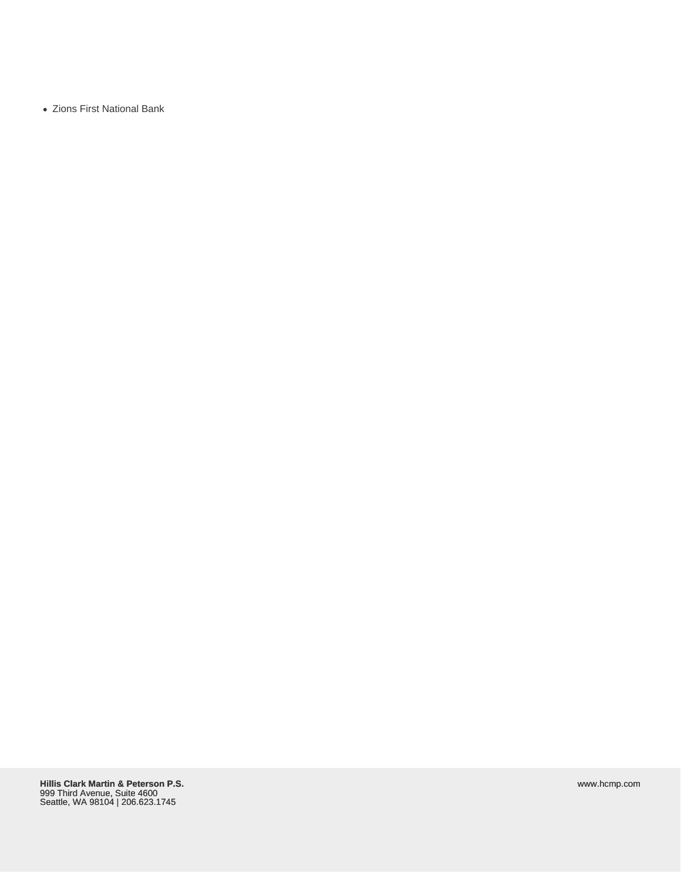- Zions First National Bank